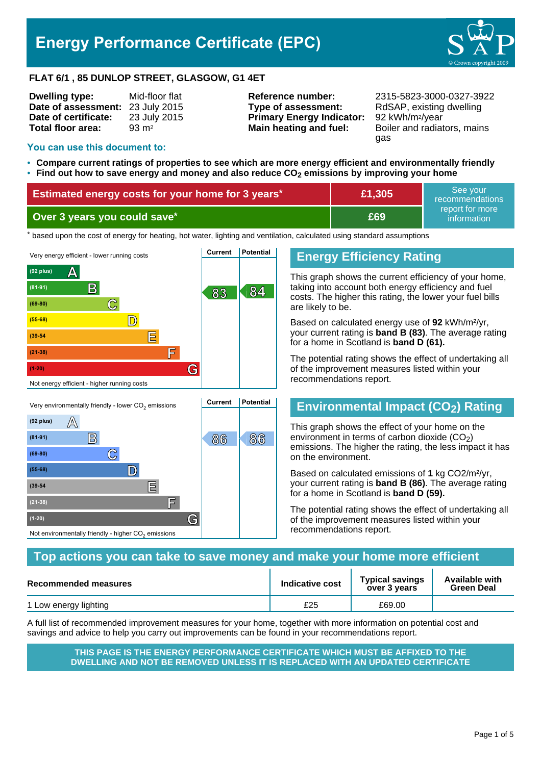# Energy Performance Certificate (EPC)

© Crown copyright 2009

**FLAT 6/1 , 85 DUNLOP STREET, GLASGOW, G1 4ET**

| | |
|---|---|
| **Dwelling type:** | Mid-floor flat |
| **Date of assessment:** | 23 July 2015 |
| **Date of certificate:** | 23 July 2015 |
| **Total floor area:** | 93 m² |

| | |
|---|---|
| **Reference number:** | 2315-5823-3000-0327-3922 |
| **Type of assessment:** | RdSAP, existing dwelling |
| **Primary Energy Indicator:** | 92 kWh/m²/year |
| **Main heating and fuel:** | Boiler and radiators, mains gas |

## You can use this document to:

- **Compare current ratings of properties to see which are more energy efficient and environmentally friendly**
- **Find out how to save energy and money and also reduce $CO_2$ emissions by improving your home**

| | | |
|---|---|---|
| **Estimated energy costs for your home for 3 years*** | **£1,305** | See your recommendations report for more information |
| **Over 3 years you could save*** | **£69** | |

\* based upon the cost of energy for heating, hot water, lighting and ventilation, calculated using standard assumptions

| Very energy efficient - lower running costs | Current | Potential |
|---|---|---|
| (92 plus) A | | |
| (81-91) B | 83 | 84 |
| (69-80) C | | |
| (55-68) D | | |
| (39-54) E | | |
| (21-38) F | | |
| (1-20) G | | |
| Not energy efficient - higher running costs | | |

## Energy Efficiency Rating

This graph shows the current efficiency of your home, taking into account both energy efficiency and fuel costs. The higher this rating, the lower your fuel bills are likely to be.

Based on calculated energy use of **92** kWh/m²/yr, your current rating is **band B (83)**. The average rating for a home in Scotland is **band D (61).**

The potential rating shows the effect of undertaking all of the improvement measures listed within your recommendations report.

| Very environmentally friendly - lower $CO_2$ emissions | Current | Potential |
|---|---|---|
| (92 plus) A | | |
| (81-91) B | 86 | 86 |
| (69-80) C | | |
| (55-68) D | | |
| (39-54) E | | |
| (21-38) F | | |
| (1-20) G | | |
| Not environmentally friendly - higher $CO_2$ emissions | | |

## Environmental Impact ($CO_2$) Rating

This graph shows the effect of your home on the environment in terms of carbon dioxide ($CO_2$) emissions. The higher the rating, the less impact it has on the environment.

Based on calculated emissions of **1** kg CO2/m²/yr, your current rating is **band B (86)**. The average rating for a home in Scotland is **band D (59).**

The potential rating shows the effect of undertaking all of the improvement measures listed within your recommendations report.

## Top actions you can take to save money and make your home more efficient

| Recommended measures | Indicative cost | Typical savings over 3 years | Available with Green Deal |
|---|---|---|---|
| 1 Low energy lighting | £25 | £69.00 | |

A full list of recommended improvement measures for your home, together with more information on potential cost and savings and advice to help you carry out improvements can be found in your recommendations report.

**THIS PAGE IS THE ENERGY PERFORMANCE CERTIFICATE WHICH MUST BE AFFIXED TO THE DWELLING AND NOT BE REMOVED UNLESS IT IS REPLACED WITH AN UPDATED CERTIFICATE**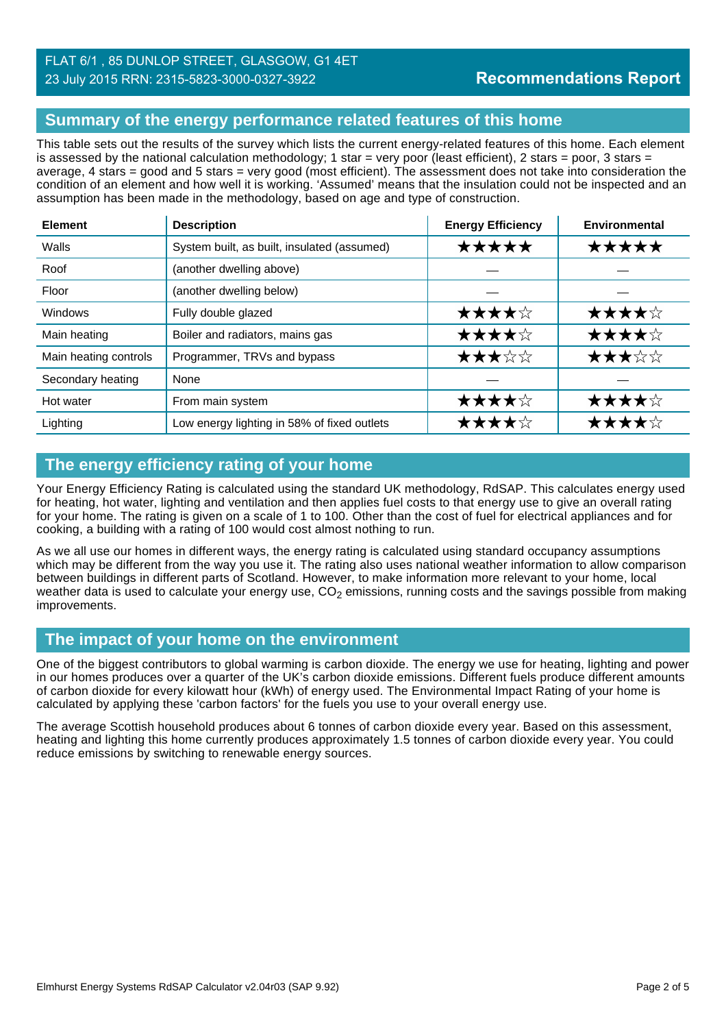FLAT 6/1 , 85 DUNLOP STREET, GLASGOW, G1 4ET
23 July 2015 RRN: 2315-5823-3000-0327-3922

**Recommendations Report**

## Summary of the energy performance related features of this home

This table sets out the results of the survey which lists the current energy-related features of this home. Each element is assessed by the national calculation methodology; 1 star = very poor (least efficient), 2 stars = poor, 3 stars = average, 4 stars = good and 5 stars = very good (most efficient). The assessment does not take into consideration the condition of an element and how well it is working. 'Assumed' means that the insulation could not be inspected and an assumption has been made in the methodology, based on age and type of construction.

| Element | Description | Energy Efficiency | Environmental |
|---|---|---|---|
| Walls | System built, as built, insulated (assumed) | ★★★★★ | ★★★★★ |
| Roof | (another dwelling above) | — | — |
| Floor | (another dwelling below) | — | — |
| Windows | Fully double glazed | ★★★★☆ | ★★★★☆ |
| Main heating | Boiler and radiators, mains gas | ★★★★☆ | ★★★★☆ |
| Main heating controls | Programmer, TRVs and bypass | ★★★☆☆ | ★★★☆☆ |
| Secondary heating | None | — | — |
| Hot water | From main system | ★★★★☆ | ★★★★☆ |
| Lighting | Low energy lighting in 58% of fixed outlets | ★★★★☆ | ★★★★☆ |

## The energy efficiency rating of your home

Your Energy Efficiency Rating is calculated using the standard UK methodology, RdSAP. This calculates energy used for heating, hot water, lighting and ventilation and then applies fuel costs to that energy use to give an overall rating for your home. The rating is given on a scale of 1 to 100. Other than the cost of fuel for electrical appliances and for cooking, a building with a rating of 100 would cost almost nothing to run.

As we all use our homes in different ways, the energy rating is calculated using standard occupancy assumptions which may be different from the way you use it. The rating also uses national weather information to allow comparison between buildings in different parts of Scotland. However, to make information more relevant to your home, local weather data is used to calculate your energy use, $CO_2$ emissions, running costs and the savings possible from making improvements.

## The impact of your home on the environment

One of the biggest contributors to global warming is carbon dioxide. The energy we use for heating, lighting and power in our homes produces over a quarter of the UK's carbon dioxide emissions. Different fuels produce different amounts of carbon dioxide for every kilowatt hour (kWh) of energy used. The Environmental Impact Rating of your home is calculated by applying these 'carbon factors' for the fuels you use to your overall energy use.

The average Scottish household produces about 6 tonnes of carbon dioxide every year. Based on this assessment, heating and lighting this home currently produces approximately 1.5 tonnes of carbon dioxide every year. You could reduce emissions by switching to renewable energy sources.

Elmhurst Energy Systems RdSAP Calculator v2.04r03 (SAP 9.92)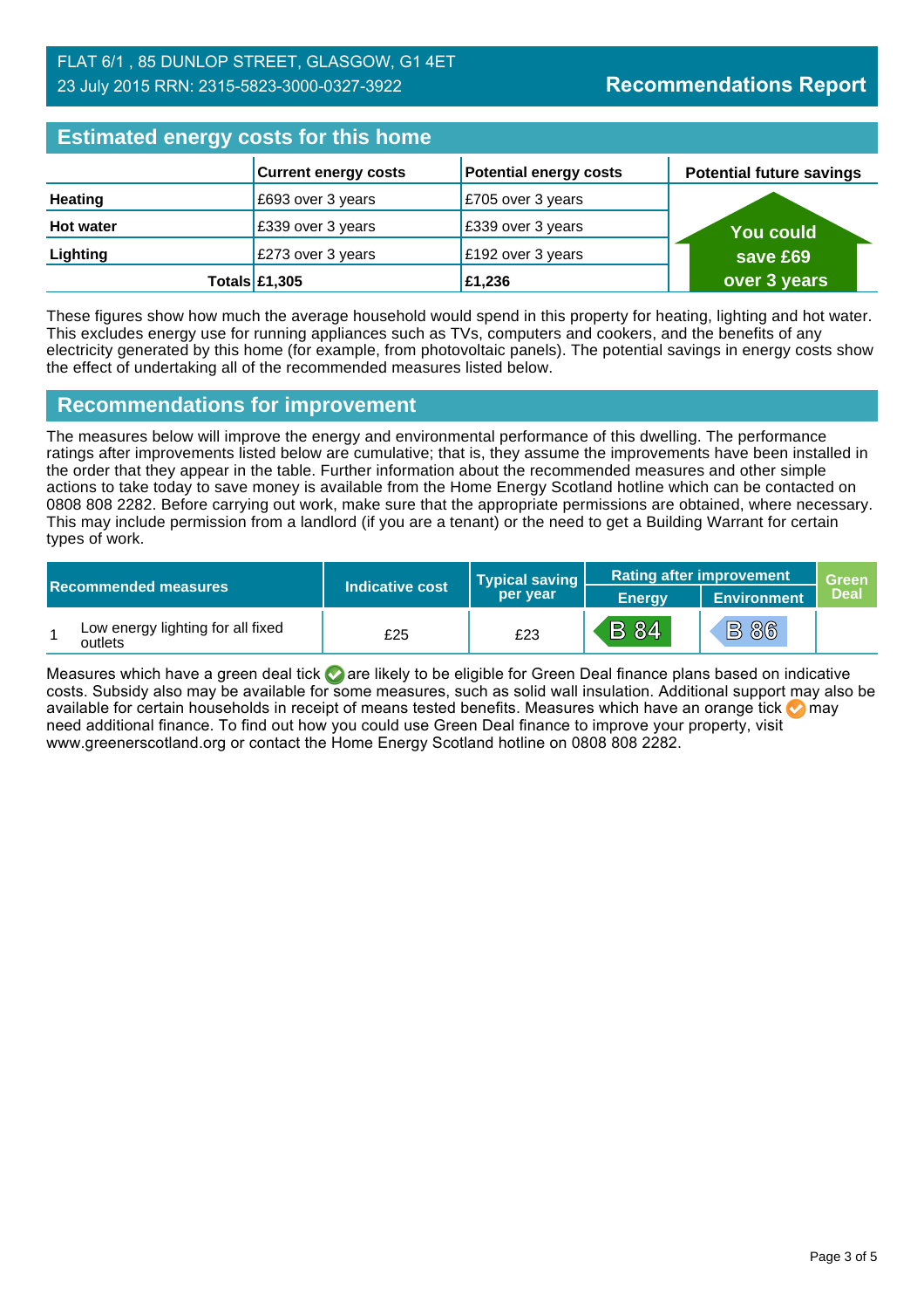FLAT 6/1 , 85 DUNLOP STREET, GLASGOW, G1 4ET
23 July 2015 RRN: 2315-5823-3000-0327-3922

**Recommendations Report**

## Estimated energy costs for this home

| | Current energy costs | Potential energy costs | Potential future savings |
|---|---|---|---|
| **Heating** | £693 over 3 years | £705 over 3 years | You could save £69 over 3 years |
| **Hot water** | £339 over 3 years | £339 over 3 years | |
| **Lighting** | £273 over 3 years | £192 over 3 years | |
| **Totals** | **£1,305** | **£1,236** | |

These figures show how much the average household would spend in this property for heating, lighting and hot water. This excludes energy use for running appliances such as TVs, computers and cookers, and the benefits of any electricity generated by this home (for example, from photovoltaic panels). The potential savings in energy costs show the effect of undertaking all of the recommended measures listed below.

## Recommendations for improvement

The measures below will improve the energy and environmental performance of this dwelling. The performance ratings after improvements listed below are cumulative; that is, they assume the improvements have been installed in the order that they appear in the table. Further information about the recommended measures and other simple actions to take today to save money is available from the Home Energy Scotland hotline which can be contacted on 0808 808 2282. Before carrying out work, make sure that the appropriate permissions are obtained, where necessary. This may include permission from a landlord (if you are a tenant) or the need to get a Building Warrant for certain types of work.

| | Recommended measures | Indicative cost | Typical saving per year | Rating after improvement | | Green Deal |
|---|---|---|---|---|---|---|
| | | | | Energy | Environment | |
| 1 | Low energy lighting for all fixed outlets | £25 | £23 | B 84 | B 86 | |

Measures which have a green deal tick are likely to be eligible for Green Deal finance plans based on indicative costs. Subsidy also may be available for some measures, such as solid wall insulation. Additional support may also be available for certain households in receipt of means tested benefits. Measures which have an orange tick may need additional finance. To find out how you could use Green Deal finance to improve your property, visit www.greenerscotland.org or contact the Home Energy Scotland hotline on 0808 808 2282.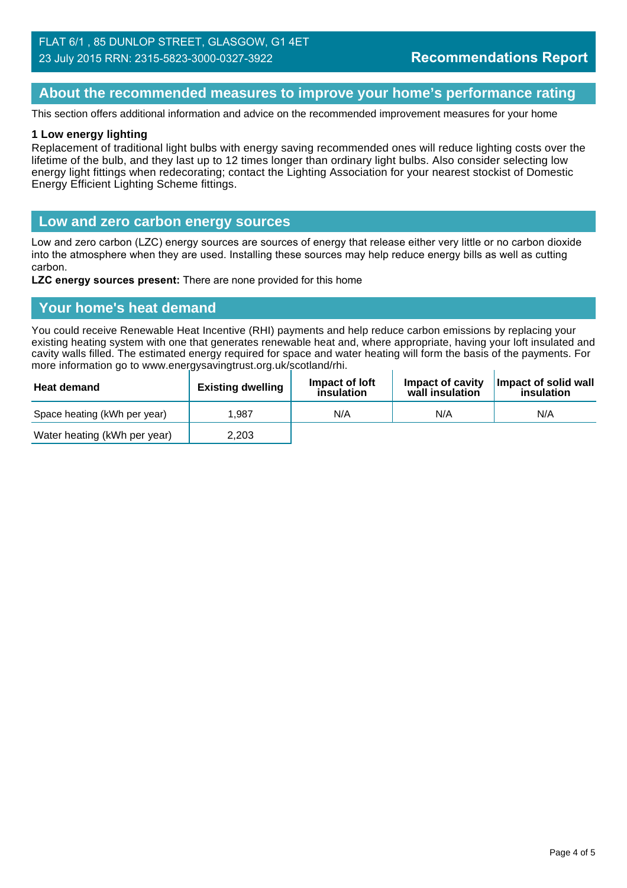FLAT 6/1 , 85 DUNLOP STREET, GLASGOW, G1 4ET
23 July 2015 RRN: 2315-5823-3000-0327-3922

**Recommendations Report**

## About the recommended measures to improve your home's performance rating

This section offers additional information and advice on the recommended improvement measures for your home

**1 Low energy lighting**
Replacement of traditional light bulbs with energy saving recommended ones will reduce lighting costs over the lifetime of the bulb, and they last up to 12 times longer than ordinary light bulbs. Also consider selecting low energy light fittings when redecorating; contact the Lighting Association for your nearest stockist of Domestic Energy Efficient Lighting Scheme fittings.

## Low and zero carbon energy sources

Low and zero carbon (LZC) energy sources are sources of energy that release either very little or no carbon dioxide into the atmosphere when they are used. Installing these sources may help reduce energy bills as well as cutting carbon.

**LZC energy sources present:** There are none provided for this home

## Your home's heat demand

You could receive Renewable Heat Incentive (RHI) payments and help reduce carbon emissions by replacing your existing heating system with one that generates renewable heat and, where appropriate, having your loft insulated and cavity walls filled. The estimated energy required for space and water heating will form the basis of the payments. For more information go to www.energysavingtrust.org.uk/scotland/rhi.

| Heat demand | Existing dwelling | Impact of loft insulation | Impact of cavity wall insulation | Impact of solid wall insulation |
|---|---|---|---|---|
| Space heating (kWh per year) | 1,987 | N/A | N/A | N/A |
| Water heating (kWh per year) | 2,203 | | | |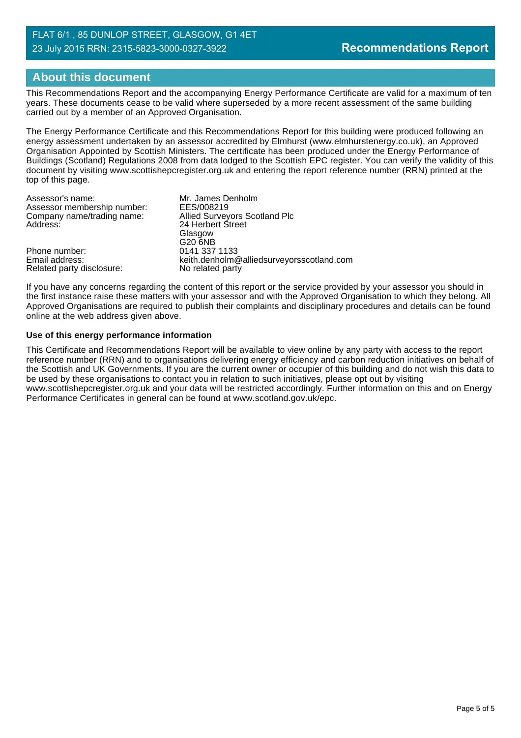## About this document

This Recommendations Report and the accompanying Energy Performance Certificate are valid for a maximum of ten years. These documents cease to be valid where superseded by a more recent assessment of the same building carried out by a member of an Approved Organisation.

The Energy Performance Certificate and this Recommendations Report for this building were produced following an energy assessment undertaken by an assessor accredited by Elmhurst (www.elmhurstenergy.co.uk), an Approved Organisation Appointed by Scottish Ministers. The certificate has been produced under the Energy Performance of Buildings (Scotland) Regulations 2008 from data lodged to the Scottish EPC register. You can verify the validity of this document by visiting www.scottishepcregister.org.uk and entering the report reference number (RRN) printed at the top of this page.

| | |
|---|---|
| Assessor's name: | Mr. James Denholm |
| Assessor membership number: | EES/008219 |
| Company name/trading name: | Allied Surveyors Scotland Plc |
| Address: | 24 Herbert Street<br>Glasgow<br>G20 6NB |
| Phone number: | 0141 337 1133 |
| Email address: | keith.denholm@alliedsurveyorsscotland.com |
| Related party disclosure: | No related party |

If you have any concerns regarding the content of this report or the service provided by your assessor you should in the first instance raise these matters with your assessor and with the Approved Organisation to which they belong. All Approved Organisations are required to publish their complaints and disciplinary procedures and details can be found online at the web address given above.

**Use of this energy performance information**

This Certificate and Recommendations Report will be available to view online by any party with access to the report reference number (RRN) and to organisations delivering energy efficiency and carbon reduction initiatives on behalf of the Scottish and UK Governments. If you are the current owner or occupier of this building and do not wish this data to be used by these organisations to contact you in relation to such initiatives, please opt out by visiting www.scottishepcregister.org.uk and your data will be restricted accordingly. Further information on this and on Energy Performance Certificates in general can be found at www.scotland.gov.uk/epc.